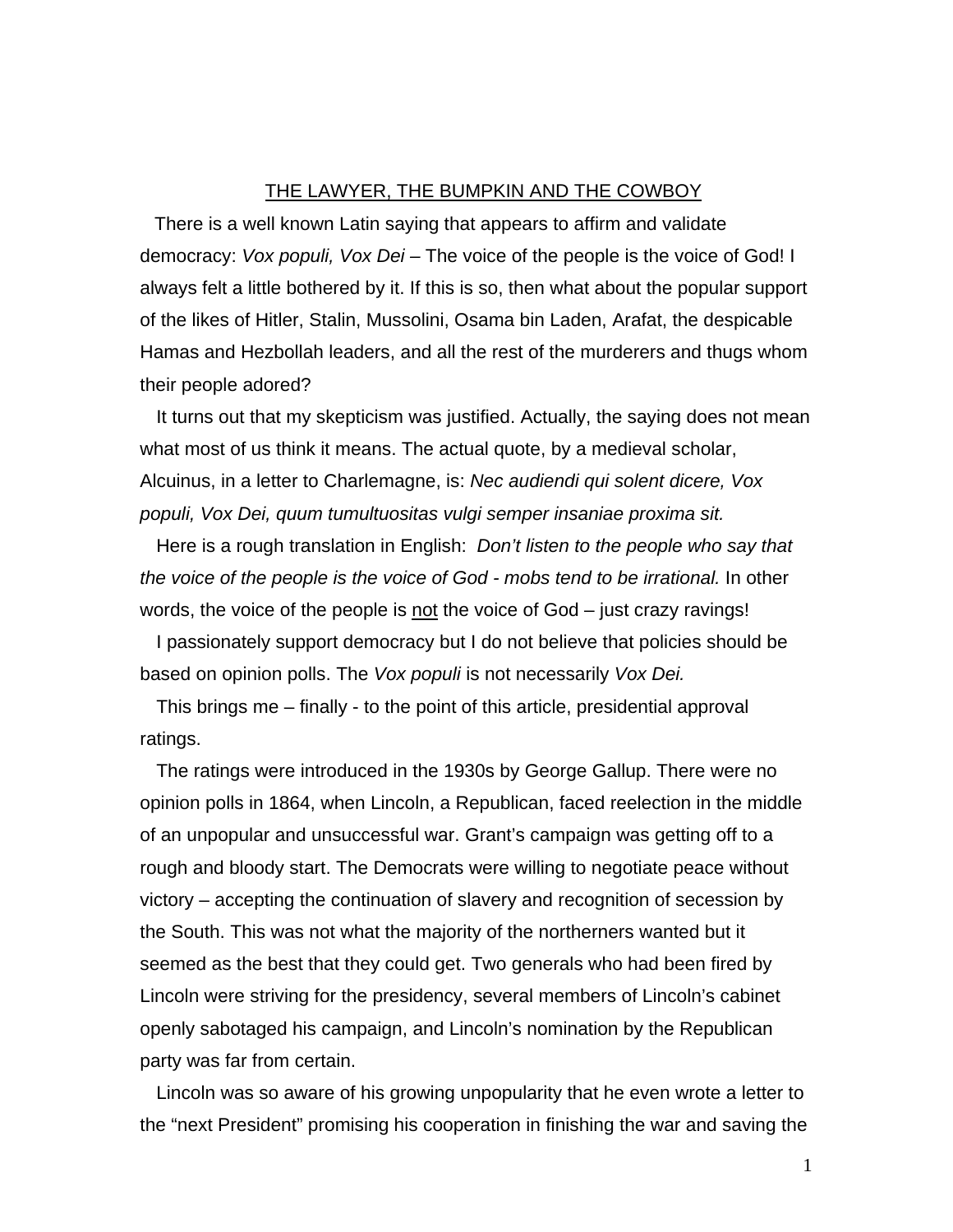# THE LAWYER, THE BUMPKIN AND THE COWBOY

There is a well known Latin saying that appears to affirm and validate democracy: *Vox populi, Vox Dei* – The voice of the people is the voice of God! I always felt a little bothered by it. If this is so, then what about the popular support of the likes of Hitler, Stalin, Mussolini, Osama bin Laden, Arafat, the despicable Hamas and Hezbollah leaders, and all the rest of the murderers and thugs whom their people adored?

It turns out that my skepticism was justified. Actually, the saying does not mean what most of us think it means. The actual quote, by a medieval scholar, Alcuinus, in a letter to Charlemagne, is: *Nec audiendi qui solent dicere, Vox populi, Vox Dei, quum tumultuositas vulgi semper insaniae proxima sit.*

Here is a rough translation in English: *Don't listen to the people who say that the voice of the people is the voice of God - mobs tend to be irrational.* In other words, the voice of the people is not the voice of God – just crazy ravings!

I passionately support democracy but I do not believe that policies should be based on opinion polls. The *Vox populi* is not necessarily *Vox Dei.*

This brings me – finally - to the point of this article, presidential approval ratings.

The ratings were introduced in the 1930s by George Gallup. There were no opinion polls in 1864, when Lincoln, a Republican, faced reelection in the middle of an unpopular and unsuccessful war. Grant's campaign was getting off to a rough and bloody start. The Democrats were willing to negotiate peace without victory – accepting the continuation of slavery and recognition of secession by the South. This was not what the majority of the northerners wanted but it seemed as the best that they could get. Two generals who had been fired by Lincoln were striving for the presidency, several members of Lincoln's cabinet openly sabotaged his campaign, and Lincoln's nomination by the Republican party was far from certain.

Lincoln was so aware of his growing unpopularity that he even wrote a letter to the "next President" promising his cooperation in finishing the war and saving the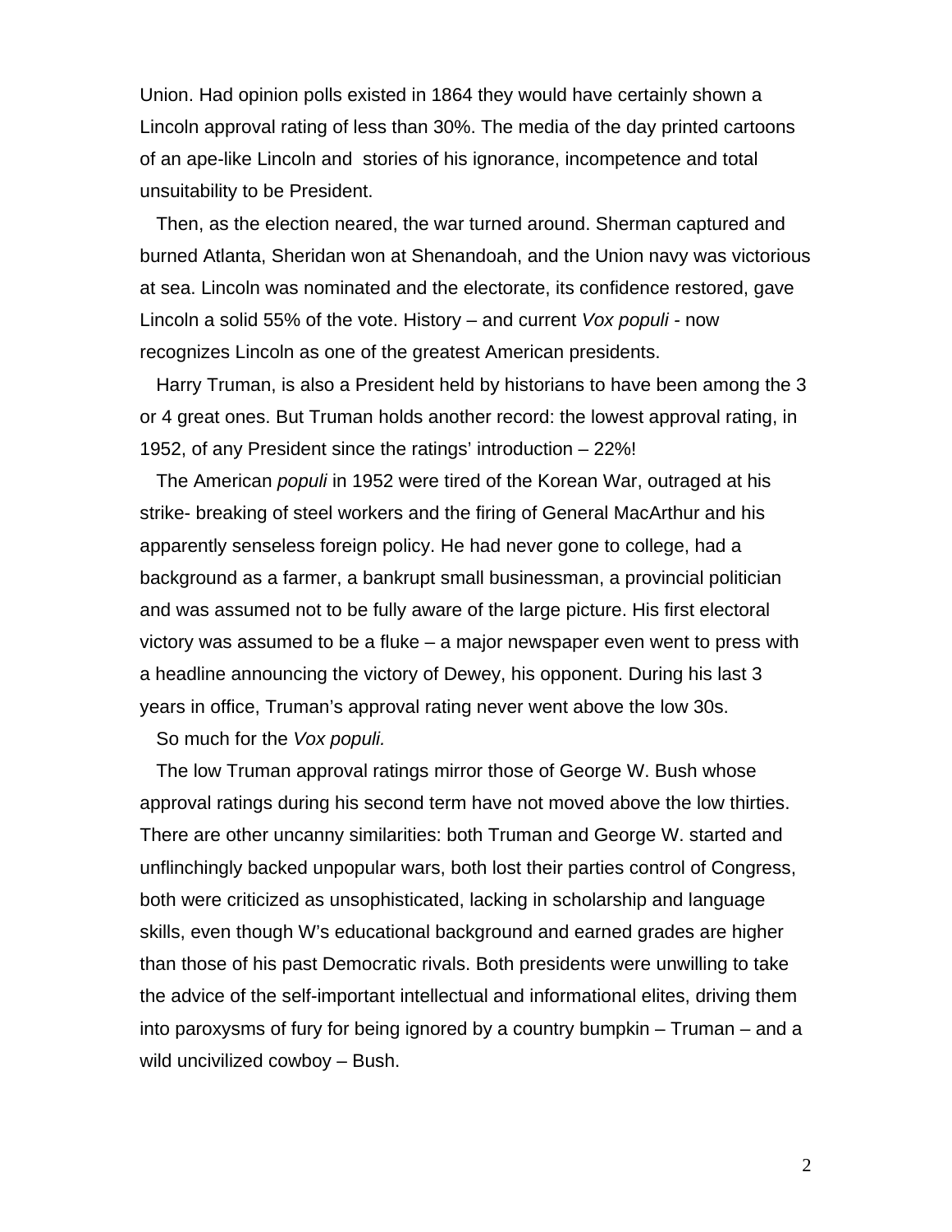Union. Had opinion polls existed in 1864 they would have certainly shown a Lincoln approval rating of less than 30%. The media of the day printed cartoons of an ape-like Lincoln and stories of his ignorance, incompetence and total unsuitability to be President.

Then, as the election neared, the war turned around. Sherman captured and burned Atlanta, Sheridan won at Shenandoah, and the Union navy was victorious at sea. Lincoln was nominated and the electorate, its confidence restored, gave Lincoln a solid 55% of the vote. History – and current *Vox populi* - now recognizes Lincoln as one of the greatest American presidents.

Harry Truman, is also a President held by historians to have been among the 3 or 4 great ones. But Truman holds another record: the lowest approval rating, in 1952, of any President since the ratings' introduction – 22%!

The American *populi* in 1952 were tired of the Korean War, outraged at his strike- breaking of steel workers and the firing of General MacArthur and his apparently senseless foreign policy. He had never gone to college, had a background as a farmer, a bankrupt small businessman, a provincial politician and was assumed not to be fully aware of the large picture. His first electoral victory was assumed to be a fluke – a major newspaper even went to press with a headline announcing the victory of Dewey, his opponent. During his last 3 years in office, Truman's approval rating never went above the low 30s.

So much for the *Vox populi.*

The low Truman approval ratings mirror those of George W. Bush whose approval ratings during his second term have not moved above the low thirties. There are other uncanny similarities: both Truman and George W. started and unflinchingly backed unpopular wars, both lost their parties control of Congress, both were criticized as unsophisticated, lacking in scholarship and language skills, even though W's educational background and earned grades are higher than those of his past Democratic rivals. Both presidents were unwilling to take the advice of the self-important intellectual and informational elites, driving them into paroxysms of fury for being ignored by a country bumpkin – Truman – and a wild uncivilized cowboy – Bush.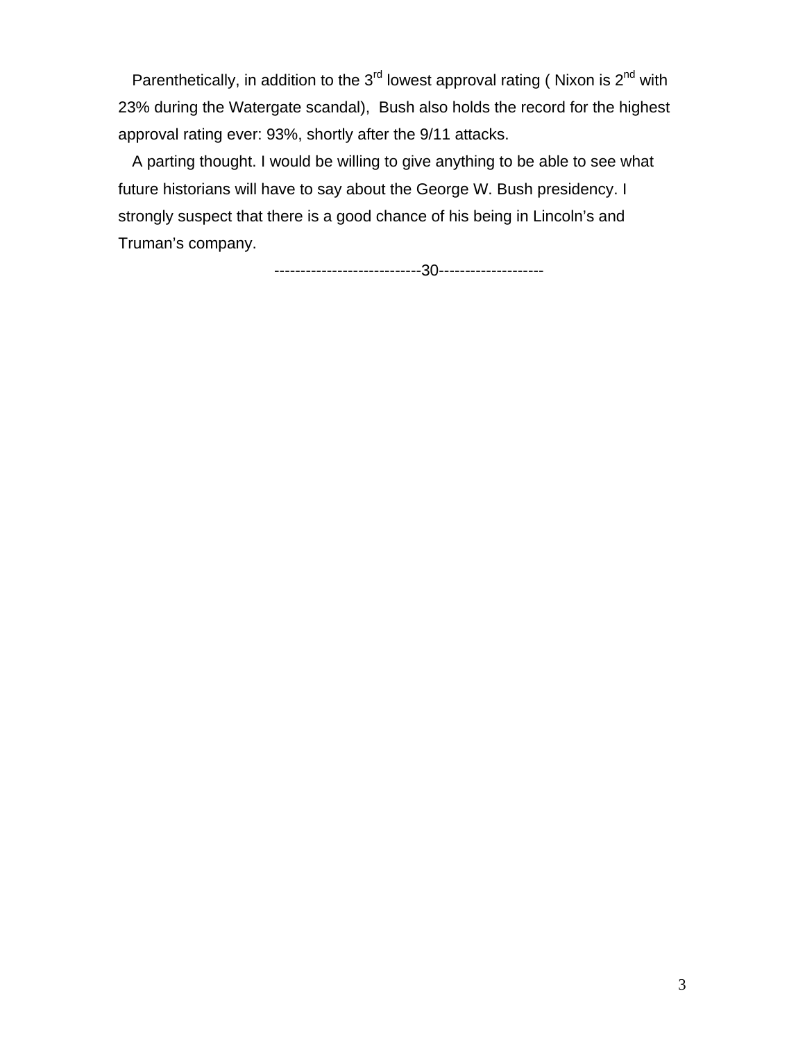Parenthetically, in addition to the 3rd lowest approval rating ( Nixon is 2nd with 23% during the Watergate scandal),  Bush also holds the record for the highest approval rating ever: 93%, shortly after the 9/11 attacks.

A parting thought. I would be willing to give anything to be able to see what future historians will have to say about the George W. Bush presidency. I strongly suspect that there is a good chance of his being in Lincoln's and Truman's company.

----------------------------30--------------------